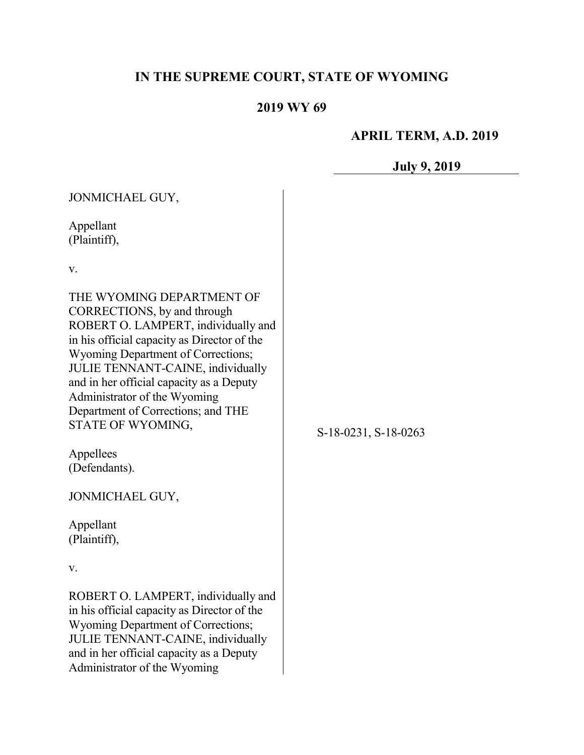# IN THE SUPREME COURT, STATE OF WYOMING

## 2019 WY 69

**APRIL TERM, A.D. 2019**

**July 9, 2019**

JONMICHAEL GUY,

Appellant
(Plaintiff),

v.

THE WYOMING DEPARTMENT OF CORRECTIONS, by and through ROBERT O. LAMPERT, individually and in his official capacity as Director of the Wyoming Department of Corrections; JULIE TENNANT-CAINE, individually and in her official capacity as a Deputy Administrator of the Wyoming Department of Corrections; and THE STATE OF WYOMING,

Appellees
(Defendants).

S-18-0231, S-18-0263

JONMICHAEL GUY,

Appellant
(Plaintiff),

v.

ROBERT O. LAMPERT, individually and in his official capacity as Director of the Wyoming Department of Corrections; JULIE TENNANT-CAINE, individually and in her official capacity as a Deputy Administrator of the Wyoming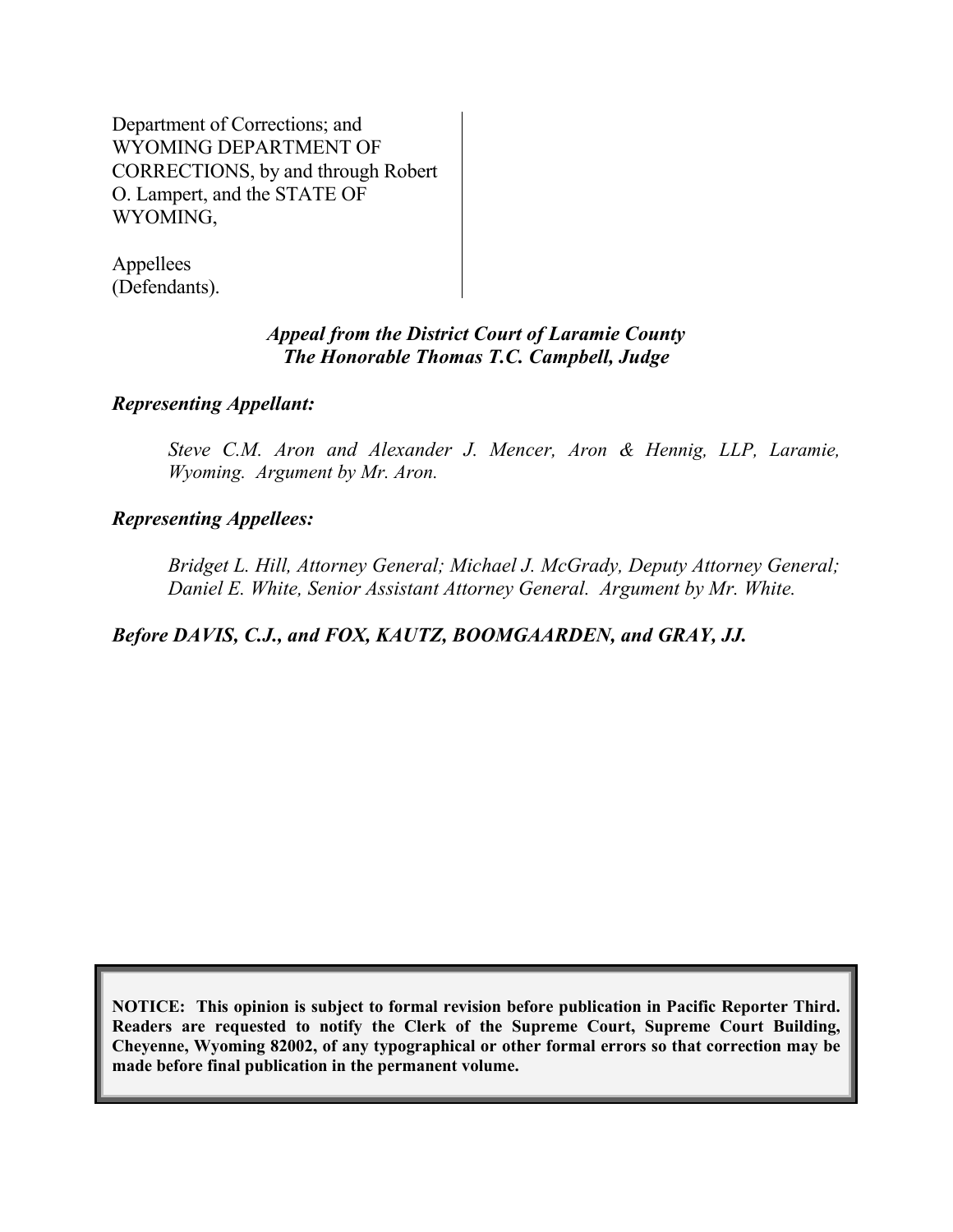Department of Corrections; and WYOMING DEPARTMENT OF CORRECTIONS, by and through Robert O. Lampert, and the STATE OF WYOMING,

Appellees (Defendants).

*Appeal from the District Court of Laramie County*
*The Honorable Thomas T.C. Campbell, Judge*

***Representing Appellant:***

*Steve C.M. Aron and Alexander J. Mencer, Aron & Hennig, LLP, Laramie, Wyoming. Argument by Mr. Aron.*

***Representing Appellees:***

*Bridget L. Hill, Attorney General; Michael J. McGrady, Deputy Attorney General; Daniel E. White, Senior Assistant Attorney General. Argument by Mr. White.*

***Before DAVIS, C.J., and FOX, KAUTZ, BOOMGAARDEN, and GRAY, JJ.***

**NOTICE: This opinion is subject to formal revision before publication in Pacific Reporter Third. Readers are requested to notify the Clerk of the Supreme Court, Supreme Court Building, Cheyenne, Wyoming 82002, of any typographical or other formal errors so that correction may be made before final publication in the permanent volume.**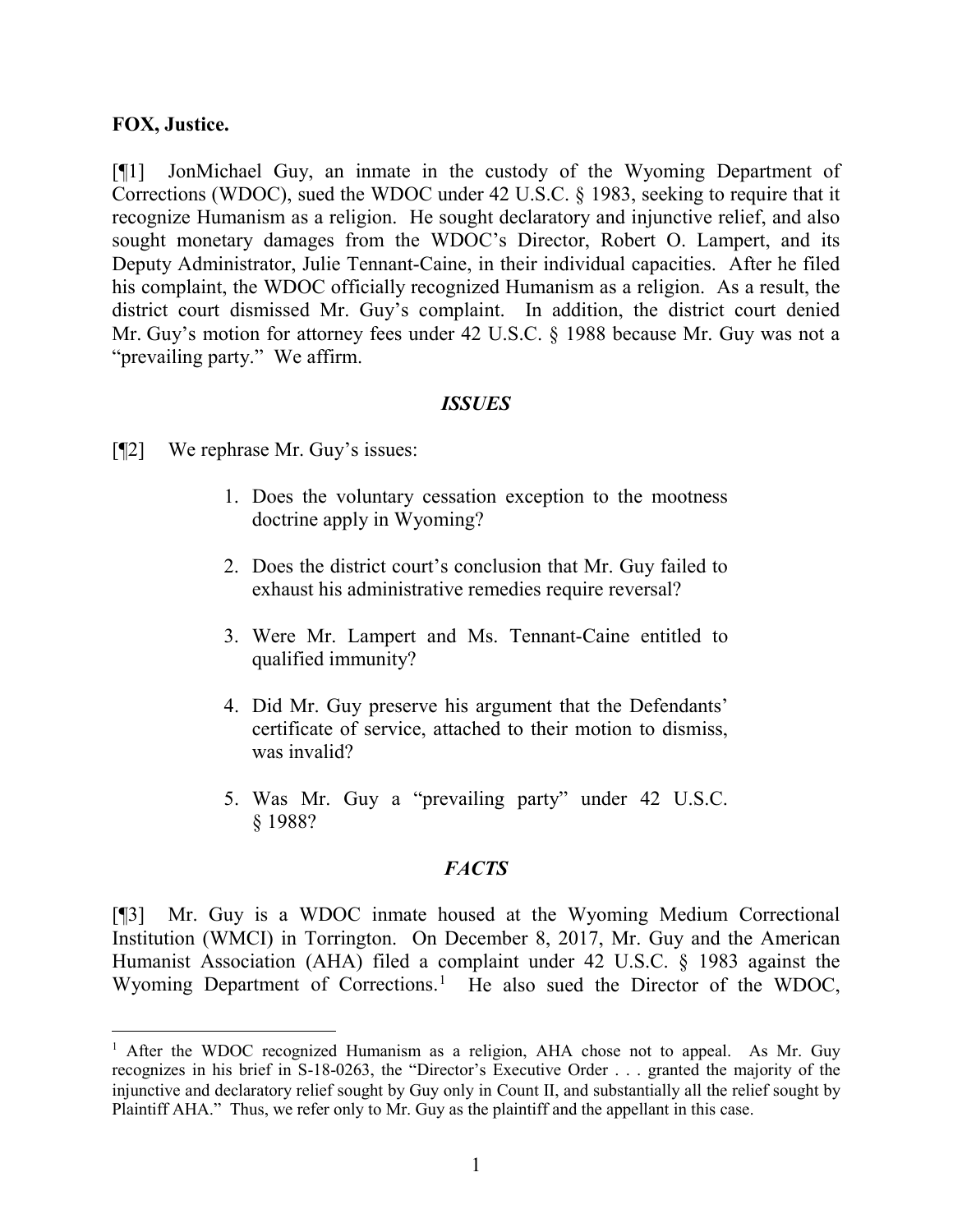**FOX, Justice.**

[¶1] JonMichael Guy, an inmate in the custody of the Wyoming Department of Corrections (WDOC), sued the WDOC under 42 U.S.C. § 1983, seeking to require that it recognize Humanism as a religion. He sought declaratory and injunctive relief, and also sought monetary damages from the WDOC's Director, Robert O. Lampert, and its Deputy Administrator, Julie Tennant-Caine, in their individual capacities. After he filed his complaint, the WDOC officially recognized Humanism as a religion. As a result, the district court dismissed Mr. Guy's complaint. In addition, the district court denied Mr. Guy's motion for attorney fees under 42 U.S.C. § 1988 because Mr. Guy was not a "prevailing party." We affirm.

### *ISSUES*

[¶2] We rephrase Mr. Guy's issues:

1. Does the voluntary cessation exception to the mootness doctrine apply in Wyoming?

2. Does the district court's conclusion that Mr. Guy failed to exhaust his administrative remedies require reversal?

3. Were Mr. Lampert and Ms. Tennant-Caine entitled to qualified immunity?

4. Did Mr. Guy preserve his argument that the Defendants' certificate of service, attached to their motion to dismiss, was invalid?

5. Was Mr. Guy a "prevailing party" under 42 U.S.C. § 1988?

### *FACTS*

[¶3] Mr. Guy is a WDOC inmate housed at the Wyoming Medium Correctional Institution (WMCI) in Torrington. On December 8, 2017, Mr. Guy and the American Humanist Association (AHA) filed a complaint under 42 U.S.C. § 1983 against the Wyoming Department of Corrections.[1] He also sued the Director of the WDOC,

[1] After the WDOC recognized Humanism as a religion, AHA chose not to appeal. As Mr. Guy recognizes in his brief in S-18-0263, the "Director's Executive Order . . . granted the majority of the injunctive and declaratory relief sought by Guy only in Count II, and substantially all the relief sought by Plaintiff AHA." Thus, we refer only to Mr. Guy as the plaintiff and the appellant in this case.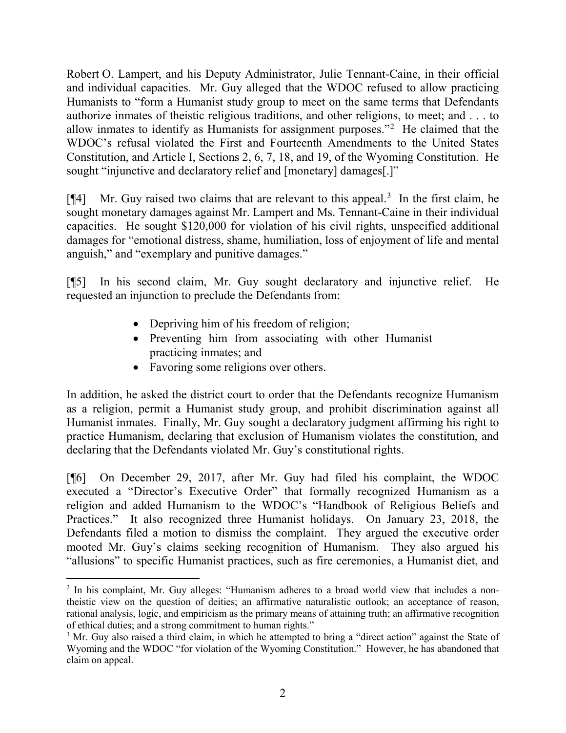Robert O. Lampert, and his Deputy Administrator, Julie Tennant-Caine, in their official and individual capacities. Mr. Guy alleged that the WDOC refused to allow practicing Humanists to "form a Humanist study group to meet on the same terms that Defendants authorize inmates of theistic religious traditions, and other religions, to meet; and . . . to allow inmates to identify as Humanists for assignment purposes."[2] He claimed that the WDOC's refusal violated the First and Fourteenth Amendments to the United States Constitution, and Article I, Sections 2, 6, 7, 18, and 19, of the Wyoming Constitution. He sought "injunctive and declaratory relief and [monetary] damages[.]"

[¶4] Mr. Guy raised two claims that are relevant to this appeal.[3] In the first claim, he sought monetary damages against Mr. Lampert and Ms. Tennant-Caine in their individual capacities. He sought $120,000 for violation of his civil rights, unspecified additional damages for "emotional distress, shame, humiliation, loss of enjoyment of life and mental anguish," and "exemplary and punitive damages."

[¶5] In his second claim, Mr. Guy sought declaratory and injunctive relief. He requested an injunction to preclude the Defendants from:

- Depriving him of his freedom of religion;
- Preventing him from associating with other Humanist practicing inmates; and
- Favoring some religions over others.

In addition, he asked the district court to order that the Defendants recognize Humanism as a religion, permit a Humanist study group, and prohibit discrimination against all Humanist inmates. Finally, Mr. Guy sought a declaratory judgment affirming his right to practice Humanism, declaring that exclusion of Humanism violates the constitution, and declaring that the Defendants violated Mr. Guy's constitutional rights.

[¶6] On December 29, 2017, after Mr. Guy had filed his complaint, the WDOC executed a "Director's Executive Order" that formally recognized Humanism as a religion and added Humanism to the WDOC's "Handbook of Religious Beliefs and Practices." It also recognized three Humanist holidays. On January 23, 2018, the Defendants filed a motion to dismiss the complaint. They argued the executive order mooted Mr. Guy's claims seeking recognition of Humanism. They also argued his "allusions" to specific Humanist practices, such as fire ceremonies, a Humanist diet, and

---

[2] In his complaint, Mr. Guy alleges: "Humanism adheres to a broad world view that includes a non-theistic view on the question of deities; an affirmative naturalistic outlook; an acceptance of reason, rational analysis, logic, and empiricism as the primary means of attaining truth; an affirmative recognition of ethical duties; and a strong commitment to human rights."

[3] Mr. Guy also raised a third claim, in which he attempted to bring a "direct action" against the State of Wyoming and the WDOC "for violation of the Wyoming Constitution." However, he has abandoned that claim on appeal.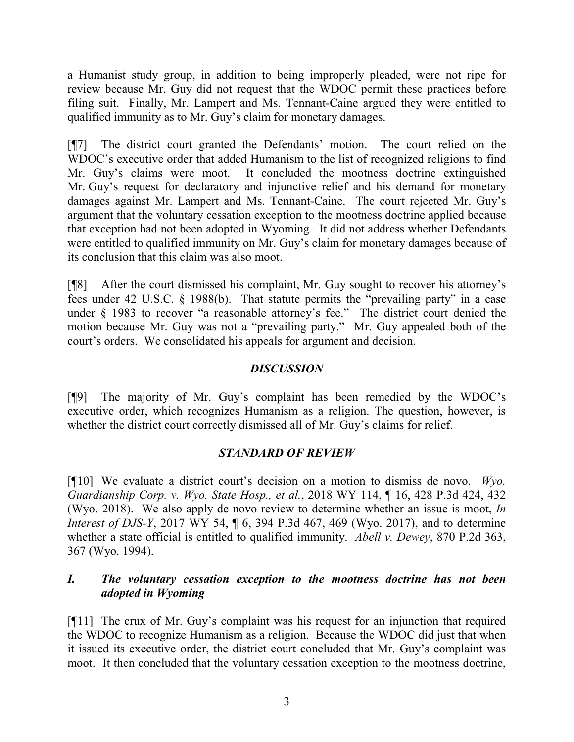a Humanist study group, in addition to being improperly pleaded, were not ripe for review because Mr. Guy did not request that the WDOC permit these practices before filing suit. Finally, Mr. Lampert and Ms. Tennant-Caine argued they were entitled to qualified immunity as to Mr. Guy's claim for monetary damages.

[¶7] The district court granted the Defendants' motion. The court relied on the WDOC's executive order that added Humanism to the list of recognized religions to find Mr. Guy's claims were moot. It concluded the mootness doctrine extinguished Mr. Guy's request for declaratory and injunctive relief and his demand for monetary damages against Mr. Lampert and Ms. Tennant-Caine. The court rejected Mr. Guy's argument that the voluntary cessation exception to the mootness doctrine applied because that exception had not been adopted in Wyoming. It did not address whether Defendants were entitled to qualified immunity on Mr. Guy's claim for monetary damages because of its conclusion that this claim was also moot.

[¶8] After the court dismissed his complaint, Mr. Guy sought to recover his attorney's fees under 42 U.S.C. § 1988(b). That statute permits the "prevailing party" in a case under § 1983 to recover "a reasonable attorney's fee." The district court denied the motion because Mr. Guy was not a "prevailing party." Mr. Guy appealed both of the court's orders. We consolidated his appeals for argument and decision.

## *DISCUSSION*

[¶9] The majority of Mr. Guy's complaint has been remedied by the WDOC's executive order, which recognizes Humanism as a religion. The question, however, is whether the district court correctly dismissed all of Mr. Guy's claims for relief.

## *STANDARD OF REVIEW*

[¶10] We evaluate a district court's decision on a motion to dismiss de novo. *Wyo. Guardianship Corp. v. Wyo. State Hosp., et al.*, 2018 WY 114, ¶ 16, 428 P.3d 424, 432 (Wyo. 2018). We also apply de novo review to determine whether an issue is moot, *In Interest of DJS-Y*, 2017 WY 54, ¶ 6, 394 P.3d 467, 469 (Wyo. 2017), and to determine whether a state official is entitled to qualified immunity. *Abell v. Dewey*, 870 P.2d 363, 367 (Wyo. 1994).

### *I. The voluntary cessation exception to the mootness doctrine has not been adopted in Wyoming*

[¶11] The crux of Mr. Guy's complaint was his request for an injunction that required the WDOC to recognize Humanism as a religion. Because the WDOC did just that when it issued its executive order, the district court concluded that Mr. Guy's complaint was moot. It then concluded that the voluntary cessation exception to the mootness doctrine,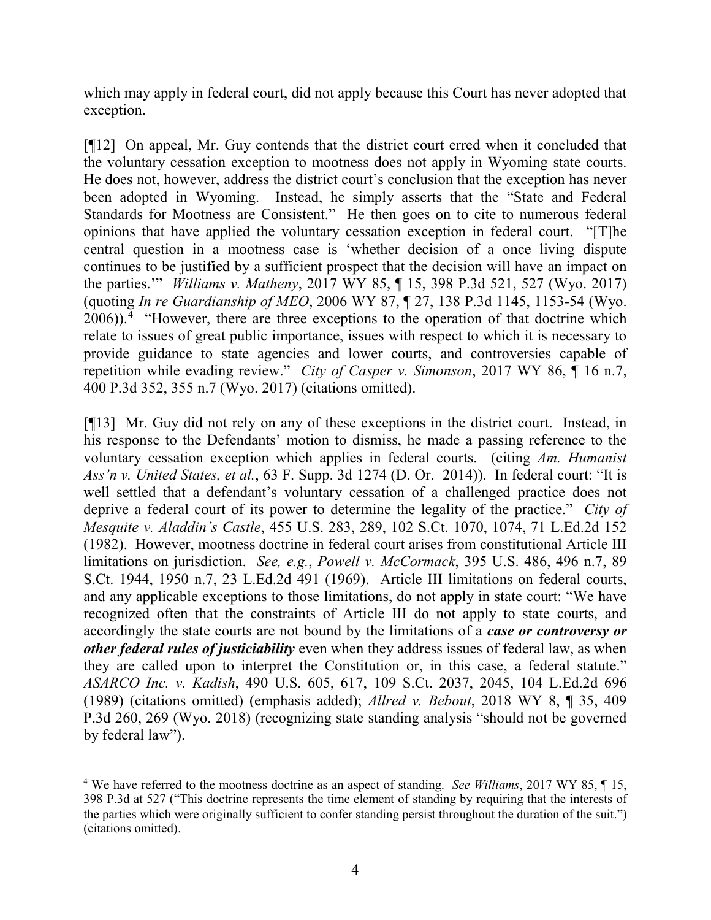which may apply in federal court, did not apply because this Court has never adopted that exception.

[¶12] On appeal, Mr. Guy contends that the district court erred when it concluded that the voluntary cessation exception to mootness does not apply in Wyoming state courts. He does not, however, address the district court's conclusion that the exception has never been adopted in Wyoming. Instead, he simply asserts that the "State and Federal Standards for Mootness are Consistent." He then goes on to cite to numerous federal opinions that have applied the voluntary cessation exception in federal court. "[T]he central question in a mootness case is 'whether decision of a once living dispute continues to be justified by a sufficient prospect that the decision will have an impact on the parties.'" *Williams v. Matheny*, 2017 WY 85, ¶ 15, 398 P.3d 521, 527 (Wyo. 2017) (quoting *In re Guardianship of MEO*, 2006 WY 87, ¶ 27, 138 P.3d 1145, 1153-54 (Wyo. 2006)).[4] "However, there are three exceptions to the operation of that doctrine which relate to issues of great public importance, issues with respect to which it is necessary to provide guidance to state agencies and lower courts, and controversies capable of repetition while evading review." *City of Casper v. Simonson*, 2017 WY 86, ¶ 16 n.7, 400 P.3d 352, 355 n.7 (Wyo. 2017) (citations omitted).

[¶13] Mr. Guy did not rely on any of these exceptions in the district court. Instead, in his response to the Defendants' motion to dismiss, he made a passing reference to the voluntary cessation exception which applies in federal courts. (citing *Am. Humanist Ass'n v. United States, et al.*, 63 F. Supp. 3d 1274 (D. Or. 2014)). In federal court: "It is well settled that a defendant's voluntary cessation of a challenged practice does not deprive a federal court of its power to determine the legality of the practice." *City of Mesquite v. Aladdin's Castle*, 455 U.S. 283, 289, 102 S.Ct. 1070, 1074, 71 L.Ed.2d 152 (1982). However, mootness doctrine in federal court arises from constitutional Article III limitations on jurisdiction. *See, e.g.*, *Powell v. McCormack*, 395 U.S. 486, 496 n.7, 89 S.Ct. 1944, 1950 n.7, 23 L.Ed.2d 491 (1969). Article III limitations on federal courts, and any applicable exceptions to those limitations, do not apply in state court: "We have recognized often that the constraints of Article III do not apply to state courts, and accordingly the state courts are not bound by the limitations of a ***case or controversy or other federal rules of justiciability*** even when they address issues of federal law, as when they are called upon to interpret the Constitution or, in this case, a federal statute." *ASARCO Inc. v. Kadish*, 490 U.S. 605, 617, 109 S.Ct. 2037, 2045, 104 L.Ed.2d 696 (1989) (citations omitted) (emphasis added); *Allred v. Bebout*, 2018 WY 8, ¶ 35, 409 P.3d 260, 269 (Wyo. 2018) (recognizing state standing analysis "should not be governed by federal law").

---

[4] We have referred to the mootness doctrine as an aspect of standing. *See Williams*, 2017 WY 85, ¶ 15, 398 P.3d at 527 ("This doctrine represents the time element of standing by requiring that the interests of the parties which were originally sufficient to confer standing persist throughout the duration of the suit.") (citations omitted).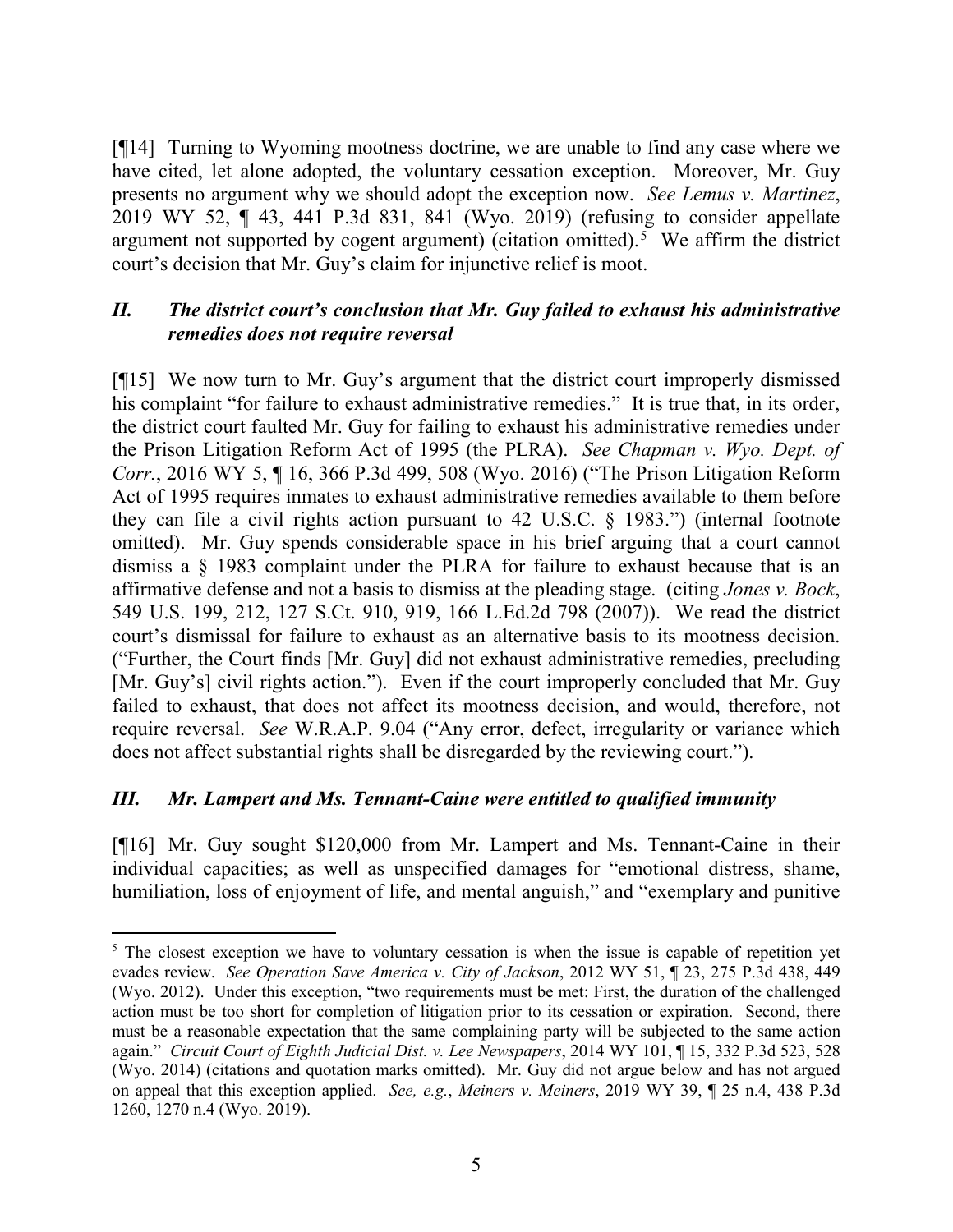[¶14] Turning to Wyoming mootness doctrine, we are unable to find any case where we have cited, let alone adopted, the voluntary cessation exception. Moreover, Mr. Guy presents no argument why we should adopt the exception now. *See Lemus v. Martinez*, 2019 WY 52, ¶ 43, 441 P.3d 831, 841 (Wyo. 2019) (refusing to consider appellate argument not supported by cogent argument) (citation omitted).[5] We affirm the district court's decision that Mr. Guy's claim for injunctive relief is moot.

### *II. The district court's conclusion that Mr. Guy failed to exhaust his administrative remedies does not require reversal*

[¶15] We now turn to Mr. Guy's argument that the district court improperly dismissed his complaint "for failure to exhaust administrative remedies." It is true that, in its order, the district court faulted Mr. Guy for failing to exhaust his administrative remedies under the Prison Litigation Reform Act of 1995 (the PLRA). *See Chapman v. Wyo. Dept. of Corr.*, 2016 WY 5, ¶ 16, 366 P.3d 499, 508 (Wyo. 2016) ("The Prison Litigation Reform Act of 1995 requires inmates to exhaust administrative remedies available to them before they can file a civil rights action pursuant to 42 U.S.C. § 1983.") (internal footnote omitted). Mr. Guy spends considerable space in his brief arguing that a court cannot dismiss a § 1983 complaint under the PLRA for failure to exhaust because that is an affirmative defense and not a basis to dismiss at the pleading stage. (citing *Jones v. Bock*, 549 U.S. 199, 212, 127 S.Ct. 910, 919, 166 L.Ed.2d 798 (2007)). We read the district court's dismissal for failure to exhaust as an alternative basis to its mootness decision. ("Further, the Court finds [Mr. Guy] did not exhaust administrative remedies, precluding [Mr. Guy's] civil rights action."). Even if the court improperly concluded that Mr. Guy failed to exhaust, that does not affect its mootness decision, and would, therefore, not require reversal. *See* W.R.A.P. 9.04 ("Any error, defect, irregularity or variance which does not affect substantial rights shall be disregarded by the reviewing court.").

### *III. Mr. Lampert and Ms. Tennant-Caine were entitled to qualified immunity*

[¶16] Mr. Guy sought $120,000 from Mr. Lampert and Ms. Tennant-Caine in their individual capacities; as well as unspecified damages for "emotional distress, shame, humiliation, loss of enjoyment of life, and mental anguish," and "exemplary and punitive

---

[5] The closest exception we have to voluntary cessation is when the issue is capable of repetition yet evades review. *See Operation Save America v. City of Jackson*, 2012 WY 51, ¶ 23, 275 P.3d 438, 449 (Wyo. 2012). Under this exception, "two requirements must be met: First, the duration of the challenged action must be too short for completion of litigation prior to its cessation or expiration. Second, there must be a reasonable expectation that the same complaining party will be subjected to the same action again." *Circuit Court of Eighth Judicial Dist. v. Lee Newspapers*, 2014 WY 101, ¶ 15, 332 P.3d 523, 528 (Wyo. 2014) (citations and quotation marks omitted). Mr. Guy did not argue below and has not argued on appeal that this exception applied. *See, e.g.*, *Meiners v. Meiners*, 2019 WY 39, ¶ 25 n.4, 438 P.3d 1260, 1270 n.4 (Wyo. 2019).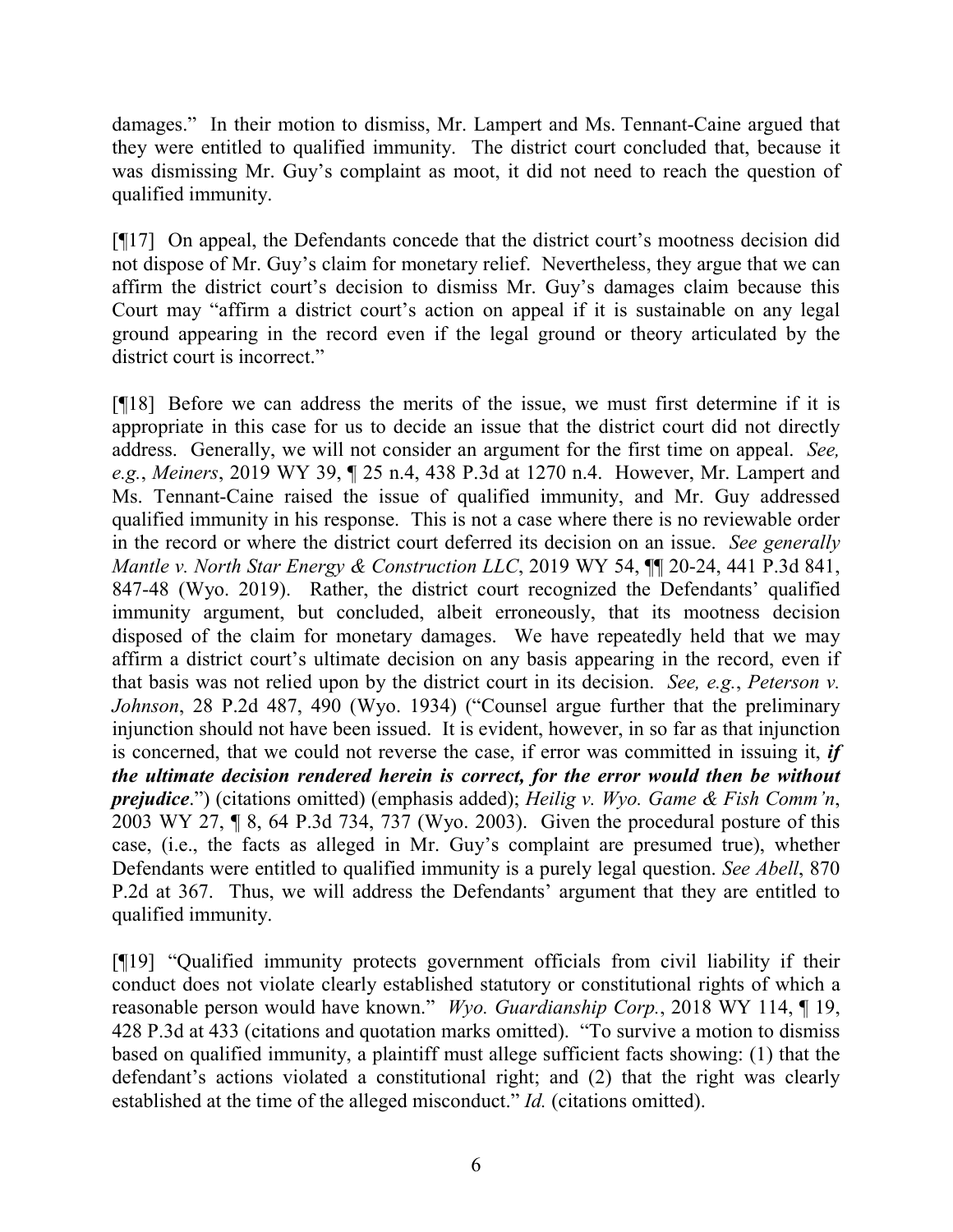damages." In their motion to dismiss, Mr. Lampert and Ms. Tennant-Caine argued that they were entitled to qualified immunity. The district court concluded that, because it was dismissing Mr. Guy's complaint as moot, it did not need to reach the question of qualified immunity.

[¶17] On appeal, the Defendants concede that the district court's mootness decision did not dispose of Mr. Guy's claim for monetary relief. Nevertheless, they argue that we can affirm the district court's decision to dismiss Mr. Guy's damages claim because this Court may "affirm a district court's action on appeal if it is sustainable on any legal ground appearing in the record even if the legal ground or theory articulated by the district court is incorrect."

[¶18] Before we can address the merits of the issue, we must first determine if it is appropriate in this case for us to decide an issue that the district court did not directly address. Generally, we will not consider an argument for the first time on appeal. *See, e.g.*, *Meiners*, 2019 WY 39, ¶ 25 n.4, 438 P.3d at 1270 n.4. However, Mr. Lampert and Ms. Tennant-Caine raised the issue of qualified immunity, and Mr. Guy addressed qualified immunity in his response. This is not a case where there is no reviewable order in the record or where the district court deferred its decision on an issue. *See generally Mantle v. North Star Energy & Construction LLC*, 2019 WY 54, ¶¶ 20-24, 441 P.3d 841, 847-48 (Wyo. 2019). Rather, the district court recognized the Defendants' qualified immunity argument, but concluded, albeit erroneously, that its mootness decision disposed of the claim for monetary damages. We have repeatedly held that we may affirm a district court's ultimate decision on any basis appearing in the record, even if that basis was not relied upon by the district court in its decision. *See, e.g.*, *Peterson v. Johnson*, 28 P.2d 487, 490 (Wyo. 1934) ("Counsel argue further that the preliminary injunction should not have been issued. It is evident, however, in so far as that injunction is concerned, that we could not reverse the case, if error was committed in issuing it, ***if the ultimate decision rendered herein is correct, for the error would then be without prejudice***.") (citations omitted) (emphasis added); *Heilig v. Wyo. Game & Fish Comm'n*, 2003 WY 27, ¶ 8, 64 P.3d 734, 737 (Wyo. 2003). Given the procedural posture of this case, (i.e., the facts as alleged in Mr. Guy's complaint are presumed true), whether Defendants were entitled to qualified immunity is a purely legal question. *See Abell*, 870 P.2d at 367. Thus, we will address the Defendants' argument that they are entitled to qualified immunity.

[¶19] "Qualified immunity protects government officials from civil liability if their conduct does not violate clearly established statutory or constitutional rights of which a reasonable person would have known." *Wyo. Guardianship Corp.*, 2018 WY 114, ¶ 19, 428 P.3d at 433 (citations and quotation marks omitted). "To survive a motion to dismiss based on qualified immunity, a plaintiff must allege sufficient facts showing: (1) that the defendant's actions violated a constitutional right; and (2) that the right was clearly established at the time of the alleged misconduct." *Id.* (citations omitted).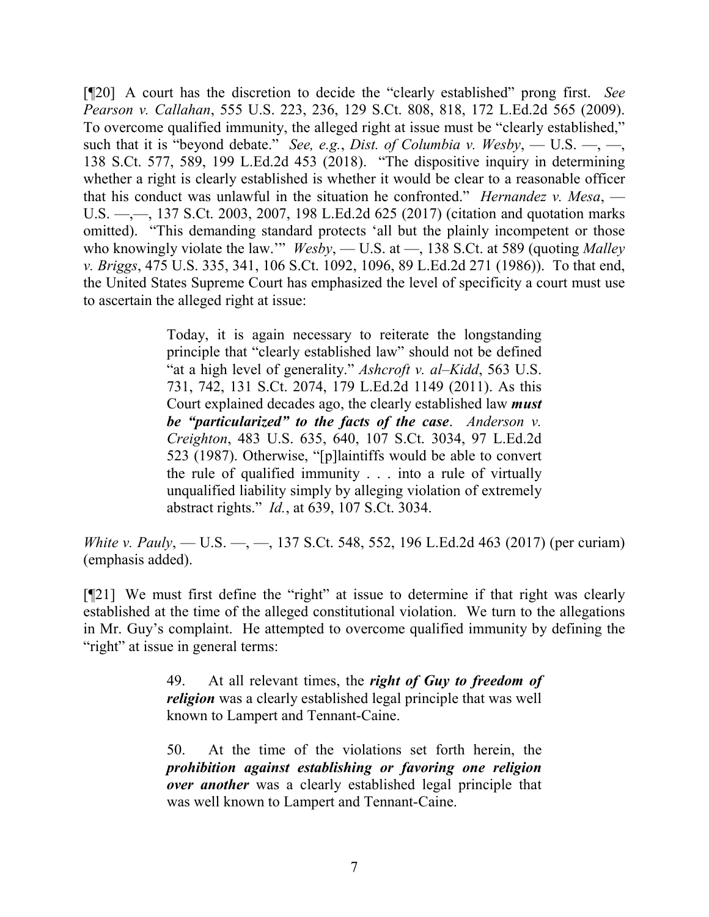[¶20] A court has the discretion to decide the "clearly established" prong first. *See Pearson v. Callahan*, 555 U.S. 223, 236, 129 S.Ct. 808, 818, 172 L.Ed.2d 565 (2009). To overcome qualified immunity, the alleged right at issue must be "clearly established," such that it is "beyond debate." *See, e.g.*, *Dist. of Columbia v. Wesby*, — U.S. —, —, 138 S.Ct. 577, 589, 199 L.Ed.2d 453 (2018). "The dispositive inquiry in determining whether a right is clearly established is whether it would be clear to a reasonable officer that his conduct was unlawful in the situation he confronted." *Hernandez v. Mesa*, — U.S. —,—, 137 S.Ct. 2003, 2007, 198 L.Ed.2d 625 (2017) (citation and quotation marks omitted). "This demanding standard protects 'all but the plainly incompetent or those who knowingly violate the law.'" *Wesby*, — U.S. at —, 138 S.Ct. at 589 (quoting *Malley v. Briggs*, 475 U.S. 335, 341, 106 S.Ct. 1092, 1096, 89 L.Ed.2d 271 (1986)). To that end, the United States Supreme Court has emphasized the level of specificity a court must use to ascertain the alleged right at issue:

> Today, it is again necessary to reiterate the longstanding principle that "clearly established law" should not be defined "at a high level of generality." *Ashcroft v. al–Kidd*, 563 U.S. 731, 742, 131 S.Ct. 2074, 179 L.Ed.2d 1149 (2011). As this Court explained decades ago, the clearly established law ***must be "particularized" to the facts of the case***. *Anderson v. Creighton*, 483 U.S. 635, 640, 107 S.Ct. 3034, 97 L.Ed.2d 523 (1987). Otherwise, "[p]laintiffs would be able to convert the rule of qualified immunity . . . into a rule of virtually unqualified liability simply by alleging violation of extremely abstract rights." *Id.*, at 639, 107 S.Ct. 3034.

*White v. Pauly*, — U.S. —, —, 137 S.Ct. 548, 552, 196 L.Ed.2d 463 (2017) (per curiam) (emphasis added).

[¶21] We must first define the "right" at issue to determine if that right was clearly established at the time of the alleged constitutional violation. We turn to the allegations in Mr. Guy's complaint. He attempted to overcome qualified immunity by defining the "right" at issue in general terms:

> 49. At all relevant times, the ***right of Guy to freedom of religion*** was a clearly established legal principle that was well known to Lampert and Tennant-Caine.
>
> 50. At the time of the violations set forth herein, the ***prohibition against establishing or favoring one religion over another*** was a clearly established legal principle that was well known to Lampert and Tennant-Caine.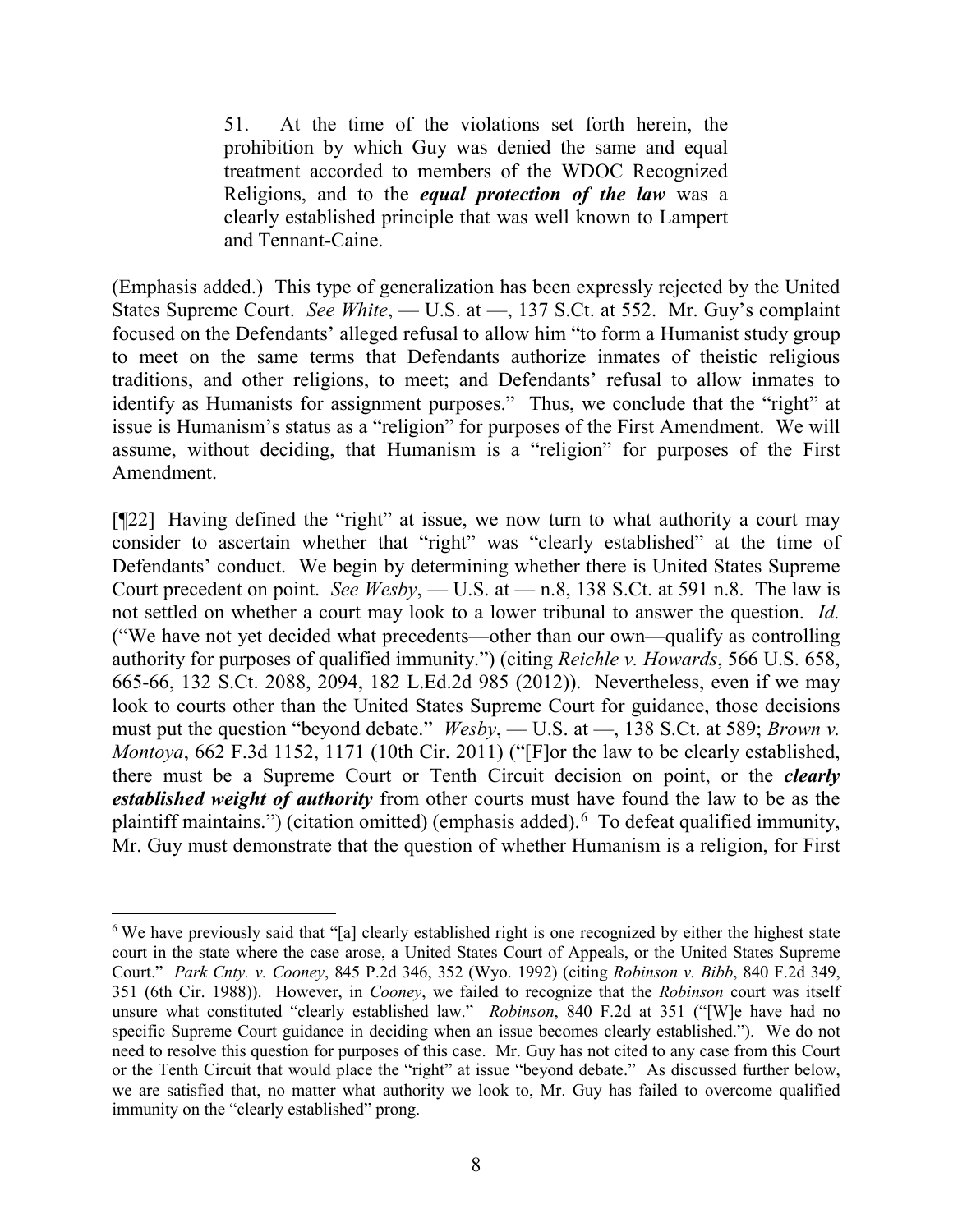> 51. At the time of the violations set forth herein, the prohibition by which Guy was denied the same and equal treatment accorded to members of the WDOC Recognized Religions, and to the ***equal protection of the law*** was a clearly established principle that was well known to Lampert and Tennant-Caine.

(Emphasis added.) This type of generalization has been expressly rejected by the United States Supreme Court. *See White*, — U.S. at —, 137 S.Ct. at 552. Mr. Guy's complaint focused on the Defendants' alleged refusal to allow him "to form a Humanist study group to meet on the same terms that Defendants authorize inmates of theistic religious traditions, and other religions, to meet; and Defendants' refusal to allow inmates to identify as Humanists for assignment purposes." Thus, we conclude that the "right" at issue is Humanism's status as a "religion" for purposes of the First Amendment. We will assume, without deciding, that Humanism is a "religion" for purposes of the First Amendment.

[¶22] Having defined the "right" at issue, we now turn to what authority a court may consider to ascertain whether that "right" was "clearly established" at the time of Defendants' conduct. We begin by determining whether there is United States Supreme Court precedent on point. *See Wesby*, — U.S. at — n.8, 138 S.Ct. at 591 n.8. The law is not settled on whether a court may look to a lower tribunal to answer the question. *Id.* ("We have not yet decided what precedents—other than our own—qualify as controlling authority for purposes of qualified immunity.") (citing *Reichle v. Howards*, 566 U.S. 658, 665-66, 132 S.Ct. 2088, 2094, 182 L.Ed.2d 985 (2012)). Nevertheless, even if we may look to courts other than the United States Supreme Court for guidance, those decisions must put the question "beyond debate." *Wesby*, — U.S. at —, 138 S.Ct. at 589; *Brown v. Montoya*, 662 F.3d 1152, 1171 (10th Cir. 2011) ("[F]or the law to be clearly established, there must be a Supreme Court or Tenth Circuit decision on point, or the ***clearly established weight of authority*** from other courts must have found the law to be as the plaintiff maintains.") (citation omitted) (emphasis added).[6] To defeat qualified immunity, Mr. Guy must demonstrate that the question of whether Humanism is a religion, for First

---

[6] We have previously said that "[a] clearly established right is one recognized by either the highest state court in the state where the case arose, a United States Court of Appeals, or the United States Supreme Court." *Park Cnty. v. Cooney*, 845 P.2d 346, 352 (Wyo. 1992) (citing *Robinson v. Bibb*, 840 F.2d 349, 351 (6th Cir. 1988)). However, in *Cooney*, we failed to recognize that the *Robinson* court was itself unsure what constituted "clearly established law." *Robinson*, 840 F.2d at 351 ("[W]e have had no specific Supreme Court guidance in deciding when an issue becomes clearly established."). We do not need to resolve this question for purposes of this case. Mr. Guy has not cited to any case from this Court or the Tenth Circuit that would place the "right" at issue "beyond debate." As discussed further below, we are satisfied that, no matter what authority we look to, Mr. Guy has failed to overcome qualified immunity on the "clearly established" prong.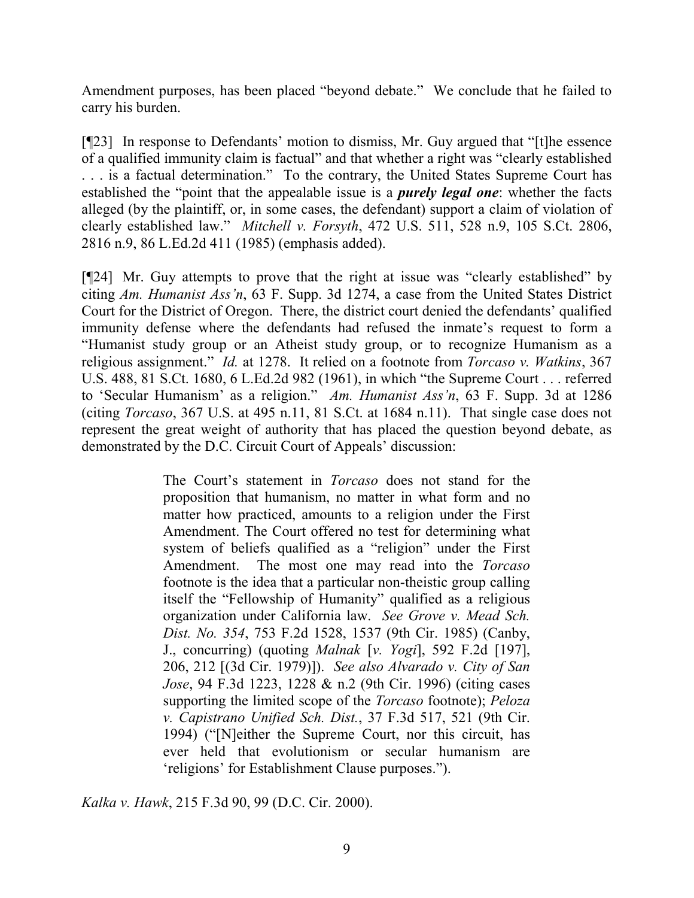Amendment purposes, has been placed "beyond debate." We conclude that he failed to carry his burden.

[¶23] In response to Defendants' motion to dismiss, Mr. Guy argued that "[t]he essence of a qualified immunity claim is factual" and that whether a right was "clearly established . . . is a factual determination." To the contrary, the United States Supreme Court has established the "point that the appealable issue is a ***purely legal one***: whether the facts alleged (by the plaintiff, or, in some cases, the defendant) support a claim of violation of clearly established law." *Mitchell v. Forsyth*, 472 U.S. 511, 528 n.9, 105 S.Ct. 2806, 2816 n.9, 86 L.Ed.2d 411 (1985) (emphasis added).

[¶24] Mr. Guy attempts to prove that the right at issue was "clearly established" by citing *Am. Humanist Ass'n*, 63 F. Supp. 3d 1274, a case from the United States District Court for the District of Oregon. There, the district court denied the defendants' qualified immunity defense where the defendants had refused the inmate's request to form a "Humanist study group or an Atheist study group, or to recognize Humanism as a religious assignment." *Id.* at 1278. It relied on a footnote from *Torcaso v. Watkins*, 367 U.S. 488, 81 S.Ct. 1680, 6 L.Ed.2d 982 (1961), in which "the Supreme Court . . . referred to 'Secular Humanism' as a religion." *Am. Humanist Ass'n*, 63 F. Supp. 3d at 1286 (citing *Torcaso*, 367 U.S. at 495 n.11, 81 S.Ct. at 1684 n.11). That single case does not represent the great weight of authority that has placed the question beyond debate, as demonstrated by the D.C. Circuit Court of Appeals' discussion:

> The Court's statement in *Torcaso* does not stand for the proposition that humanism, no matter in what form and no matter how practiced, amounts to a religion under the First Amendment. The Court offered no test for determining what system of beliefs qualified as a "religion" under the First Amendment. The most one may read into the *Torcaso* footnote is the idea that a particular non-theistic group calling itself the "Fellowship of Humanity" qualified as a religious organization under California law. *See Grove v. Mead Sch. Dist. No. 354*, 753 F.2d 1528, 1537 (9th Cir. 1985) (Canby, J., concurring) (quoting *Malnak* [*v. Yogi*], 592 F.2d [197], 206, 212 [(3d Cir. 1979)]). *See also Alvarado v. City of San Jose*, 94 F.3d 1223, 1228 & n.2 (9th Cir. 1996) (citing cases supporting the limited scope of the *Torcaso* footnote); *Peloza v. Capistrano Unified Sch. Dist.*, 37 F.3d 517, 521 (9th Cir. 1994) ("[N]either the Supreme Court, nor this circuit, has ever held that evolutionism or secular humanism are 'religions' for Establishment Clause purposes.").

*Kalka v. Hawk*, 215 F.3d 90, 99 (D.C. Cir. 2000).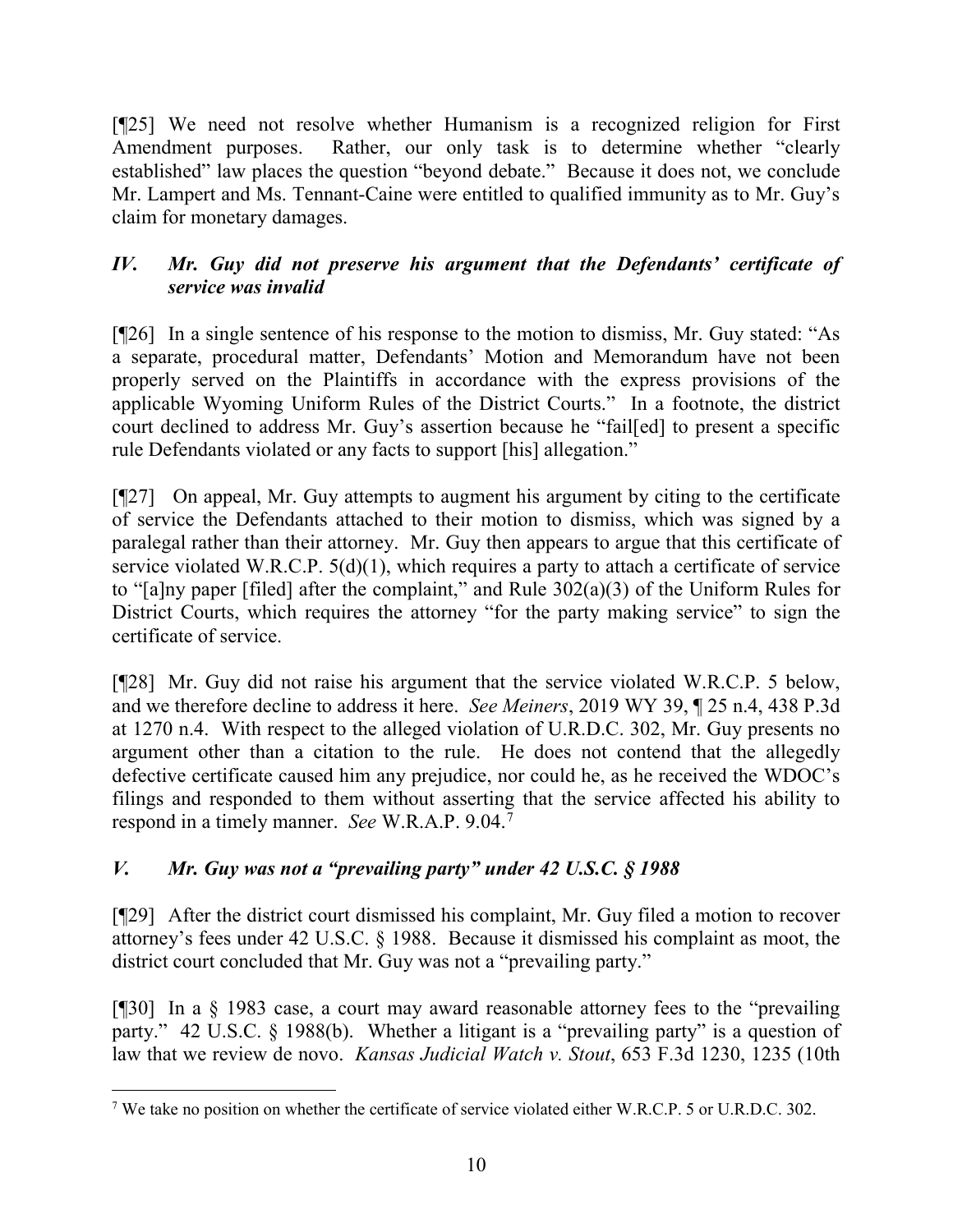[¶25] We need not resolve whether Humanism is a recognized religion for First Amendment purposes. Rather, our only task is to determine whether "clearly established" law places the question "beyond debate." Because it does not, we conclude Mr. Lampert and Ms. Tennant-Caine were entitled to qualified immunity as to Mr. Guy's claim for monetary damages.

### *IV. Mr. Guy did not preserve his argument that the Defendants' certificate of service was invalid*

[¶26] In a single sentence of his response to the motion to dismiss, Mr. Guy stated: "As a separate, procedural matter, Defendants' Motion and Memorandum have not been properly served on the Plaintiffs in accordance with the express provisions of the applicable Wyoming Uniform Rules of the District Courts." In a footnote, the district court declined to address Mr. Guy's assertion because he "fail[ed] to present a specific rule Defendants violated or any facts to support [his] allegation."

[¶27] On appeal, Mr. Guy attempts to augment his argument by citing to the certificate of service the Defendants attached to their motion to dismiss, which was signed by a paralegal rather than their attorney. Mr. Guy then appears to argue that this certificate of service violated W.R.C.P. 5(d)(1), which requires a party to attach a certificate of service to "[a]ny paper [filed] after the complaint," and Rule 302(a)(3) of the Uniform Rules for District Courts, which requires the attorney "for the party making service" to sign the certificate of service.

[¶28] Mr. Guy did not raise his argument that the service violated W.R.C.P. 5 below, and we therefore decline to address it here. *See Meiners*, 2019 WY 39, ¶ 25 n.4, 438 P.3d at 1270 n.4. With respect to the alleged violation of U.R.D.C. 302, Mr. Guy presents no argument other than a citation to the rule. He does not contend that the allegedly defective certificate caused him any prejudice, nor could he, as he received the WDOC's filings and responded to them without asserting that the service affected his ability to respond in a timely manner. *See* W.R.A.P. 9.04.[7]

### *V. Mr. Guy was not a "prevailing party" under 42 U.S.C. § 1988*

[¶29] After the district court dismissed his complaint, Mr. Guy filed a motion to recover attorney's fees under 42 U.S.C. § 1988. Because it dismissed his complaint as moot, the district court concluded that Mr. Guy was not a "prevailing party."

[¶30] In a § 1983 case, a court may award reasonable attorney fees to the "prevailing party." 42 U.S.C. § 1988(b). Whether a litigant is a "prevailing party" is a question of law that we review de novo. *Kansas Judicial Watch v. Stout*, 653 F.3d 1230, 1235 (10th

---

[7] We take no position on whether the certificate of service violated either W.R.C.P. 5 or U.R.D.C. 302.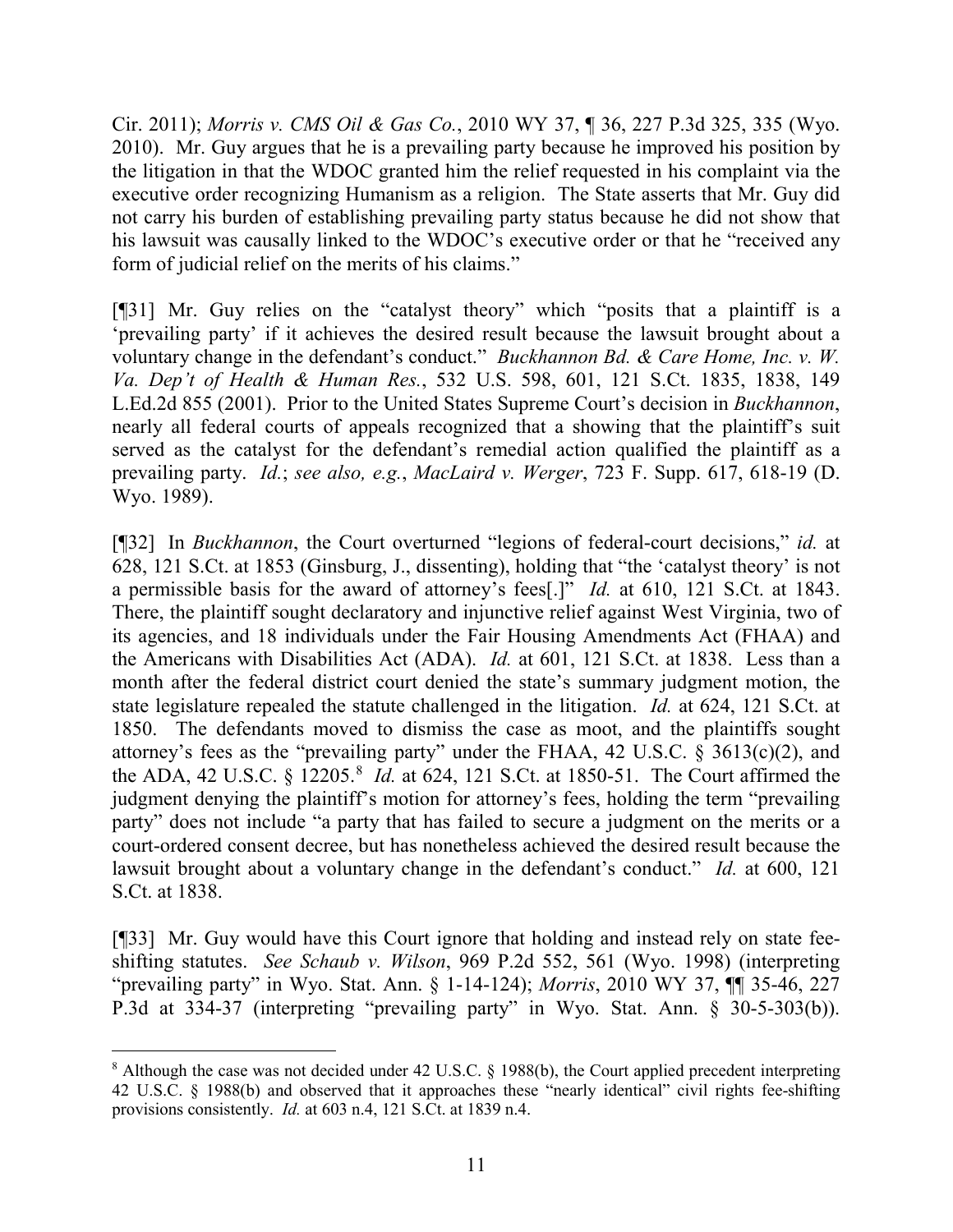Cir. 2011); *Morris v. CMS Oil & Gas Co.*, 2010 WY 37, ¶ 36, 227 P.3d 325, 335 (Wyo. 2010). Mr. Guy argues that he is a prevailing party because he improved his position by the litigation in that the WDOC granted him the relief requested in his complaint via the executive order recognizing Humanism as a religion. The State asserts that Mr. Guy did not carry his burden of establishing prevailing party status because he did not show that his lawsuit was causally linked to the WDOC's executive order or that he "received any form of judicial relief on the merits of his claims."

[¶31] Mr. Guy relies on the "catalyst theory" which "posits that a plaintiff is a 'prevailing party' if it achieves the desired result because the lawsuit brought about a voluntary change in the defendant's conduct." *Buckhannon Bd. & Care Home, Inc. v. W. Va. Dep't of Health & Human Res.*, 532 U.S. 598, 601, 121 S.Ct. 1835, 1838, 149 L.Ed.2d 855 (2001). Prior to the United States Supreme Court's decision in *Buckhannon*, nearly all federal courts of appeals recognized that a showing that the plaintiff's suit served as the catalyst for the defendant's remedial action qualified the plaintiff as a prevailing party. *Id.*; *see also, e.g.*, *MacLaird v. Werger*, 723 F. Supp. 617, 618-19 (D. Wyo. 1989).

[¶32] In *Buckhannon*, the Court overturned "legions of federal-court decisions," *id.* at 628, 121 S.Ct. at 1853 (Ginsburg, J., dissenting), holding that "the 'catalyst theory' is not a permissible basis for the award of attorney's fees[.]" *Id.* at 610, 121 S.Ct. at 1843. There, the plaintiff sought declaratory and injunctive relief against West Virginia, two of its agencies, and 18 individuals under the Fair Housing Amendments Act (FHAA) and the Americans with Disabilities Act (ADA). *Id.* at 601, 121 S.Ct. at 1838. Less than a month after the federal district court denied the state's summary judgment motion, the state legislature repealed the statute challenged in the litigation. *Id.* at 624, 121 S.Ct. at 1850. The defendants moved to dismiss the case as moot, and the plaintiffs sought attorney's fees as the "prevailing party" under the FHAA, 42 U.S.C. § 3613(c)(2), and the ADA, 42 U.S.C. § 12205.[8] *Id.* at 624, 121 S.Ct. at 1850-51. The Court affirmed the judgment denying the plaintiff's motion for attorney's fees, holding the term "prevailing party" does not include "a party that has failed to secure a judgment on the merits or a court-ordered consent decree, but has nonetheless achieved the desired result because the lawsuit brought about a voluntary change in the defendant's conduct." *Id.* at 600, 121 S.Ct. at 1838.

[¶33] Mr. Guy would have this Court ignore that holding and instead rely on state fee-shifting statutes. *See Schaub v. Wilson*, 969 P.2d 552, 561 (Wyo. 1998) (interpreting "prevailing party" in Wyo. Stat. Ann. § 1-14-124); *Morris*, 2010 WY 37, ¶¶ 35-46, 227 P.3d at 334-37 (interpreting "prevailing party" in Wyo. Stat. Ann. § 30-5-303(b)).

---

[8] Although the case was not decided under 42 U.S.C. § 1988(b), the Court applied precedent interpreting 42 U.S.C. § 1988(b) and observed that it approaches these "nearly identical" civil rights fee-shifting provisions consistently. *Id.* at 603 n.4, 121 S.Ct. at 1839 n.4.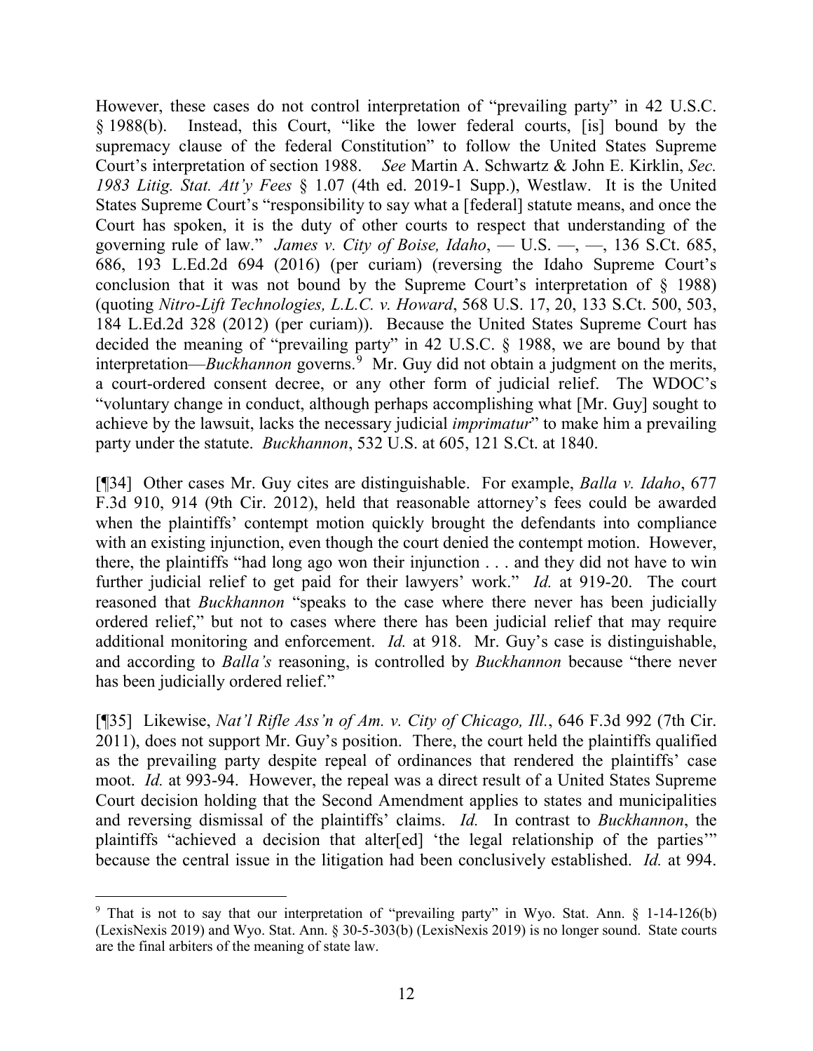However, these cases do not control interpretation of "prevailing party" in 42 U.S.C. § 1988(b). Instead, this Court, "like the lower federal courts, [is] bound by the supremacy clause of the federal Constitution" to follow the United States Supreme Court's interpretation of section 1988. *See* Martin A. Schwartz & John E. Kirklin, *Sec. 1983 Litig. Stat. Att'y Fees* § 1.07 (4th ed. 2019-1 Supp.), Westlaw. It is the United States Supreme Court's "responsibility to say what a [federal] statute means, and once the Court has spoken, it is the duty of other courts to respect that understanding of the governing rule of law." *James v. City of Boise, Idaho*, — U.S. —, —, 136 S.Ct. 685, 686, 193 L.Ed.2d 694 (2016) (per curiam) (reversing the Idaho Supreme Court's conclusion that it was not bound by the Supreme Court's interpretation of § 1988) (quoting *Nitro-Lift Technologies, L.L.C. v. Howard*, 568 U.S. 17, 20, 133 S.Ct. 500, 503, 184 L.Ed.2d 328 (2012) (per curiam)). Because the United States Supreme Court has decided the meaning of "prevailing party" in 42 U.S.C. § 1988, we are bound by that interpretation—*Buckhannon* governs.[9] Mr. Guy did not obtain a judgment on the merits, a court-ordered consent decree, or any other form of judicial relief. The WDOC's "voluntary change in conduct, although perhaps accomplishing what [Mr. Guy] sought to achieve by the lawsuit, lacks the necessary judicial *imprimatur*" to make him a prevailing party under the statute. *Buckhannon*, 532 U.S. at 605, 121 S.Ct. at 1840.

[¶34] Other cases Mr. Guy cites are distinguishable. For example, *Balla v. Idaho*, 677 F.3d 910, 914 (9th Cir. 2012), held that reasonable attorney's fees could be awarded when the plaintiffs' contempt motion quickly brought the defendants into compliance with an existing injunction, even though the court denied the contempt motion. However, there, the plaintiffs "had long ago won their injunction . . . and they did not have to win further judicial relief to get paid for their lawyers' work." *Id.* at 919-20. The court reasoned that *Buckhannon* "speaks to the case where there never has been judicially ordered relief," but not to cases where there has been judicial relief that may require additional monitoring and enforcement. *Id.* at 918. Mr. Guy's case is distinguishable, and according to *Balla's* reasoning, is controlled by *Buckhannon* because "there never has been judicially ordered relief."

[¶35] Likewise, *Nat'l Rifle Ass'n of Am. v. City of Chicago, Ill.*, 646 F.3d 992 (7th Cir. 2011), does not support Mr. Guy's position. There, the court held the plaintiffs qualified as the prevailing party despite repeal of ordinances that rendered the plaintiffs' case moot. *Id.* at 993-94. However, the repeal was a direct result of a United States Supreme Court decision holding that the Second Amendment applies to states and municipalities and reversing dismissal of the plaintiffs' claims. *Id.* In contrast to *Buckhannon*, the plaintiffs "achieved a decision that alter[ed] 'the legal relationship of the parties'" because the central issue in the litigation had been conclusively established. *Id.* at 994.

---

[9] That is not to say that our interpretation of "prevailing party" in Wyo. Stat. Ann. § 1-14-126(b) (LexisNexis 2019) and Wyo. Stat. Ann. § 30-5-303(b) (LexisNexis 2019) is no longer sound. State courts are the final arbiters of the meaning of state law.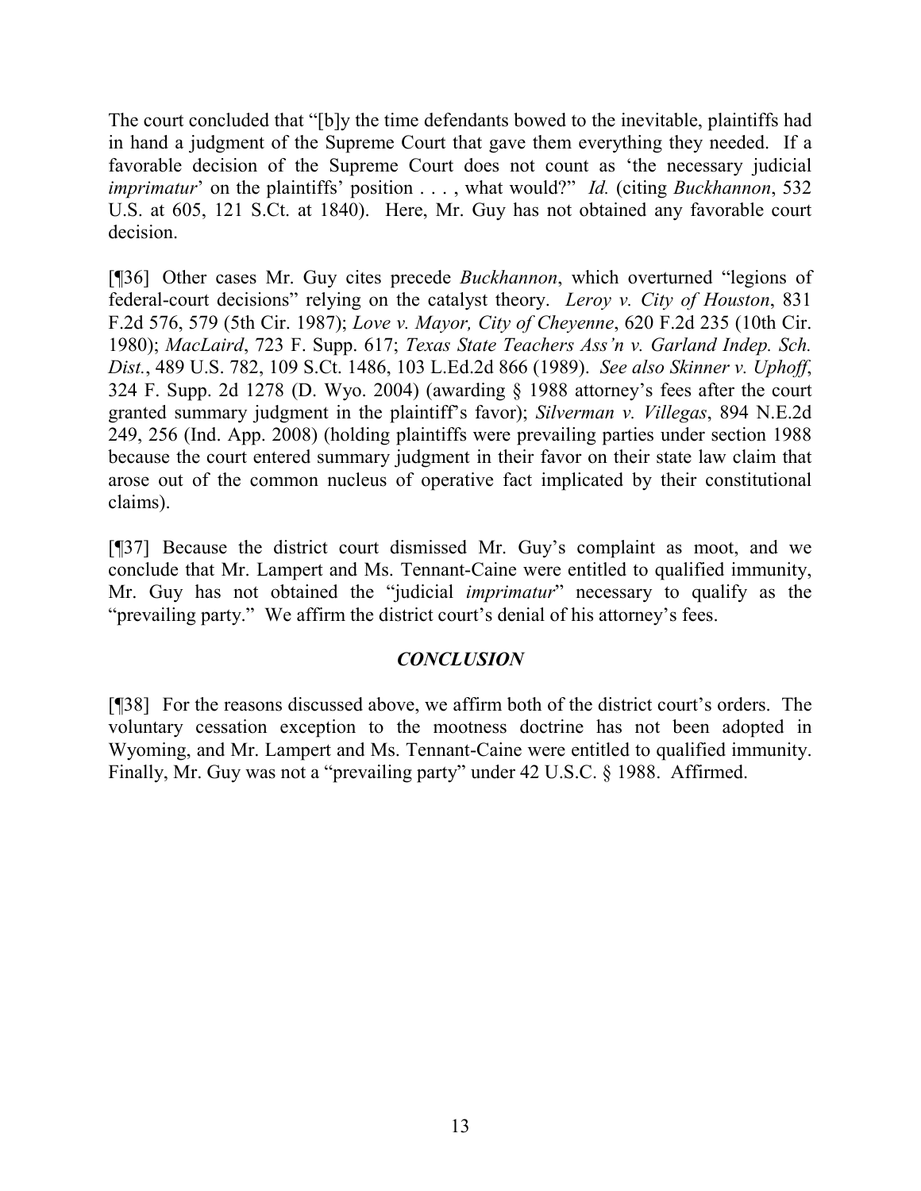The court concluded that "[b]y the time defendants bowed to the inevitable, plaintiffs had in hand a judgment of the Supreme Court that gave them everything they needed. If a favorable decision of the Supreme Court does not count as 'the necessary judicial *imprimatur*' on the plaintiffs' position . . . , what would?" *Id.* (citing *Buckhannon*, 532 U.S. at 605, 121 S.Ct. at 1840). Here, Mr. Guy has not obtained any favorable court decision.

[¶36] Other cases Mr. Guy cites precede *Buckhannon*, which overturned "legions of federal-court decisions" relying on the catalyst theory. *Leroy v. City of Houston*, 831 F.2d 576, 579 (5th Cir. 1987); *Love v. Mayor, City of Cheyenne*, 620 F.2d 235 (10th Cir. 1980); *MacLaird*, 723 F. Supp. 617; *Texas State Teachers Ass'n v. Garland Indep. Sch. Dist.*, 489 U.S. 782, 109 S.Ct. 1486, 103 L.Ed.2d 866 (1989). *See also Skinner v. Uphoff*, 324 F. Supp. 2d 1278 (D. Wyo. 2004) (awarding § 1988 attorney's fees after the court granted summary judgment in the plaintiff's favor); *Silverman v. Villegas*, 894 N.E.2d 249, 256 (Ind. App. 2008) (holding plaintiffs were prevailing parties under section 1988 because the court entered summary judgment in their favor on their state law claim that arose out of the common nucleus of operative fact implicated by their constitutional claims).

[¶37] Because the district court dismissed Mr. Guy's complaint as moot, and we conclude that Mr. Lampert and Ms. Tennant-Caine were entitled to qualified immunity, Mr. Guy has not obtained the "judicial *imprimatur*" necessary to qualify as the "prevailing party." We affirm the district court's denial of his attorney's fees.

## *CONCLUSION*

[¶38] For the reasons discussed above, we affirm both of the district court's orders. The voluntary cessation exception to the mootness doctrine has not been adopted in Wyoming, and Mr. Lampert and Ms. Tennant-Caine were entitled to qualified immunity. Finally, Mr. Guy was not a "prevailing party" under 42 U.S.C. § 1988. Affirmed.